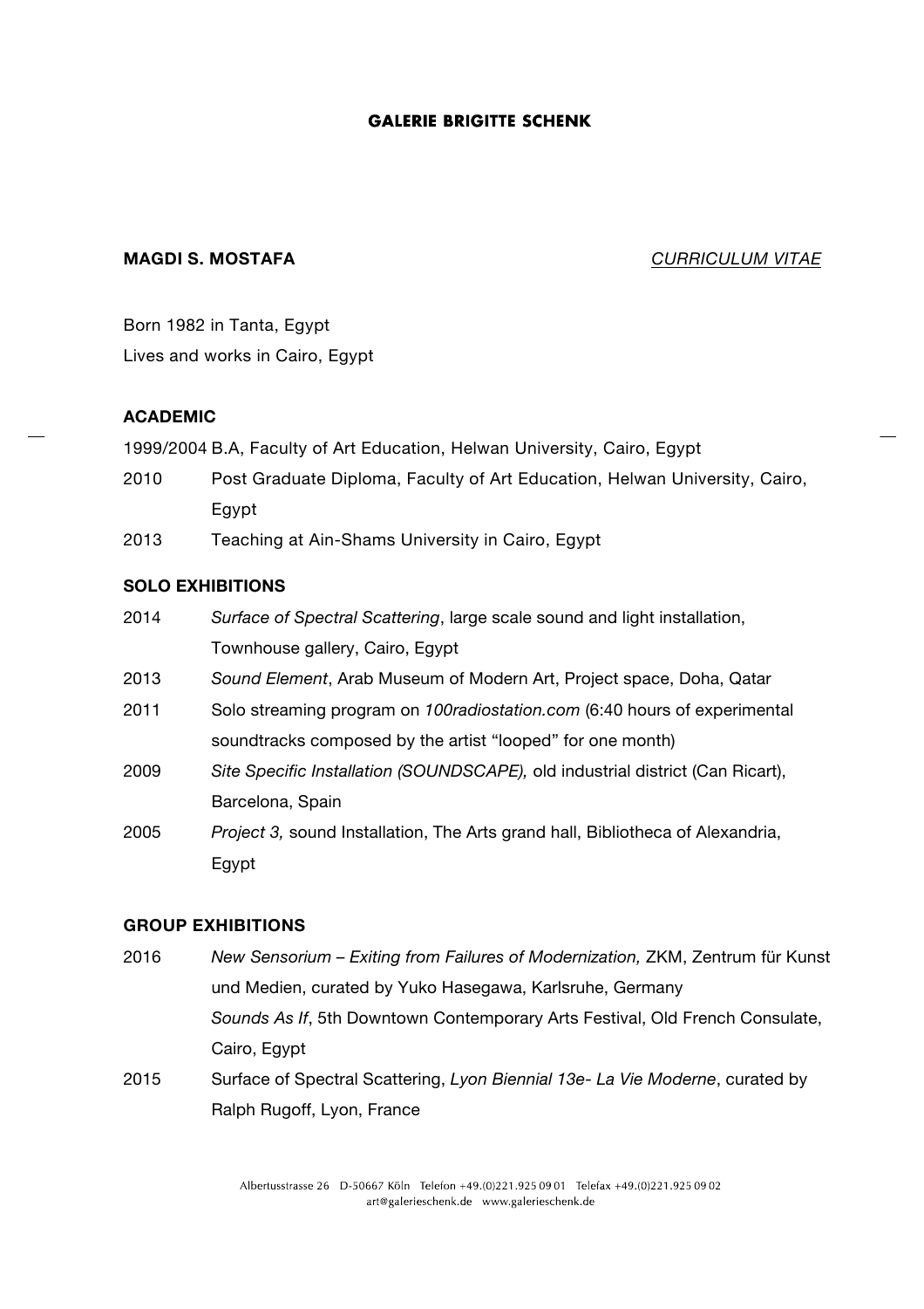**GALERIE BRIGITTE SCHENK**

**MAGDI S. MOSTAFA** *CURRICULUM VITAE*

Born 1982 in Tanta, Egypt
Lives and works in Cairo, Egypt

## ACADEMIC

| | |
|---|---|
| 1999/2004 | B.A, Faculty of Art Education, Helwan University, Cairo, Egypt |
| 2010 | Post Graduate Diploma, Faculty of Art Education, Helwan University, Cairo, Egypt |
| 2013 | Teaching at Ain-Shams University in Cairo, Egypt |

## SOLO EXHIBITIONS

| | |
|---|---|
| 2014 | *Surface of Spectral Scattering*, large scale sound and light installation, Townhouse gallery, Cairo, Egypt |
| 2013 | *Sound Element*, Arab Museum of Modern Art, Project space, Doha, Qatar |
| 2011 | Solo streaming program on *100radiostation.com* (6:40 hours of experimental soundtracks composed by the artist "looped" for one month) |
| 2009 | *Site Specific Installation (SOUNDSCAPE),* old industrial district (Can Ricart), Barcelona, Spain |
| 2005 | *Project 3,* sound Installation, The Arts grand hall, Bibliotheca of Alexandria, Egypt |

## GROUP EXHIBITIONS

| | |
|---|---|
| 2016 | *New Sensorium – Exiting from Failures of Modernization,* ZKM, Zentrum für Kunst und Medien, curated by Yuko Hasegawa, Karlsruhe, Germany |
| | *Sounds As If*, 5th Downtown Contemporary Arts Festival, Old French Consulate, Cairo, Egypt |
| 2015 | Surface of Spectral Scattering, *Lyon Biennial 13e- La Vie Moderne*, curated by Ralph Rugoff, Lyon, France |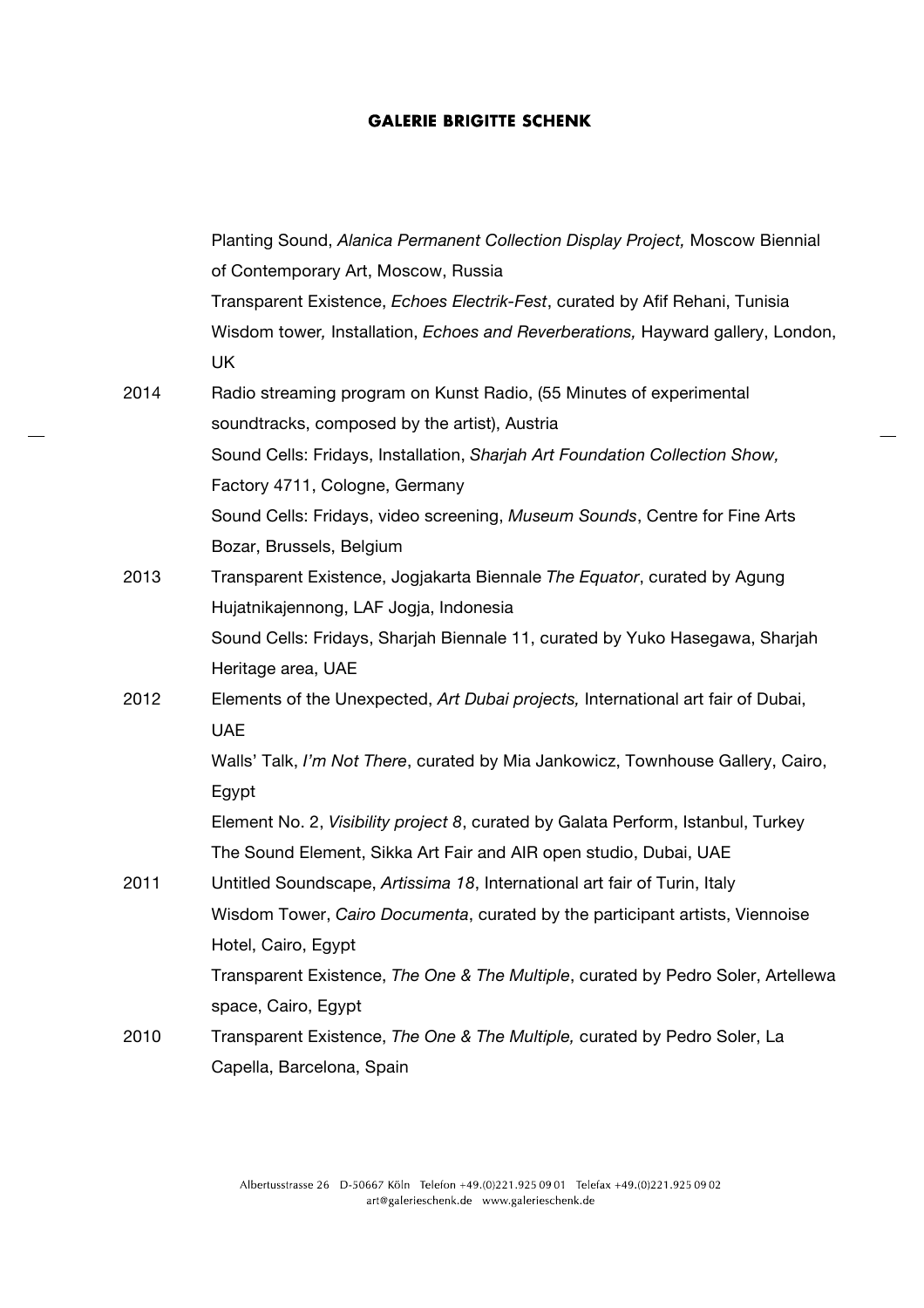Planting Sound, *Alanica Permanent Collection Display Project,* Moscow Biennial of Contemporary Art, Moscow, Russia

Transparent Existence, *Echoes Electrik-Fest*, curated by Afif Rehani, Tunisia

Wisdom tower*,* Installation, *Echoes and Reverberations,* Hayward gallery, London, UK

2014 Radio streaming program on Kunst Radio, (55 Minutes of experimental soundtracks, composed by the artist), Austria

Sound Cells: Fridays, Installation, *Sharjah Art Foundation Collection Show,* Factory 4711, Cologne, Germany

Sound Cells: Fridays, video screening, *Museum Sounds*, Centre for Fine Arts Bozar, Brussels, Belgium

2013 Transparent Existence, Jogjakarta Biennale *The Equator*, curated by Agung Hujatnikajennong, LAF Jogja, Indonesia

Sound Cells: Fridays, Sharjah Biennale 11, curated by Yuko Hasegawa, Sharjah Heritage area, UAE

2012 Elements of the Unexpected, *Art Dubai projects,* International art fair of Dubai, UAE

Walls' Talk, *I'm Not There*, curated by Mia Jankowicz, Townhouse Gallery, Cairo, Egypt

Element No. 2, *Visibility project 8*, curated by Galata Perform, Istanbul, Turkey

The Sound Element, Sikka Art Fair and AIR open studio, Dubai, UAE

2011 Untitled Soundscape, *Artissima 18*, International art fair of Turin, Italy

Wisdom Tower, *Cairo Documenta*, curated by the participant artists, Viennoise Hotel, Cairo, Egypt

Transparent Existence, *The One & The Multiple*, curated by Pedro Soler, Artellewa space, Cairo, Egypt

2010 Transparent Existence, *The One & The Multiple,* curated by Pedro Soler, La Capella, Barcelona, Spain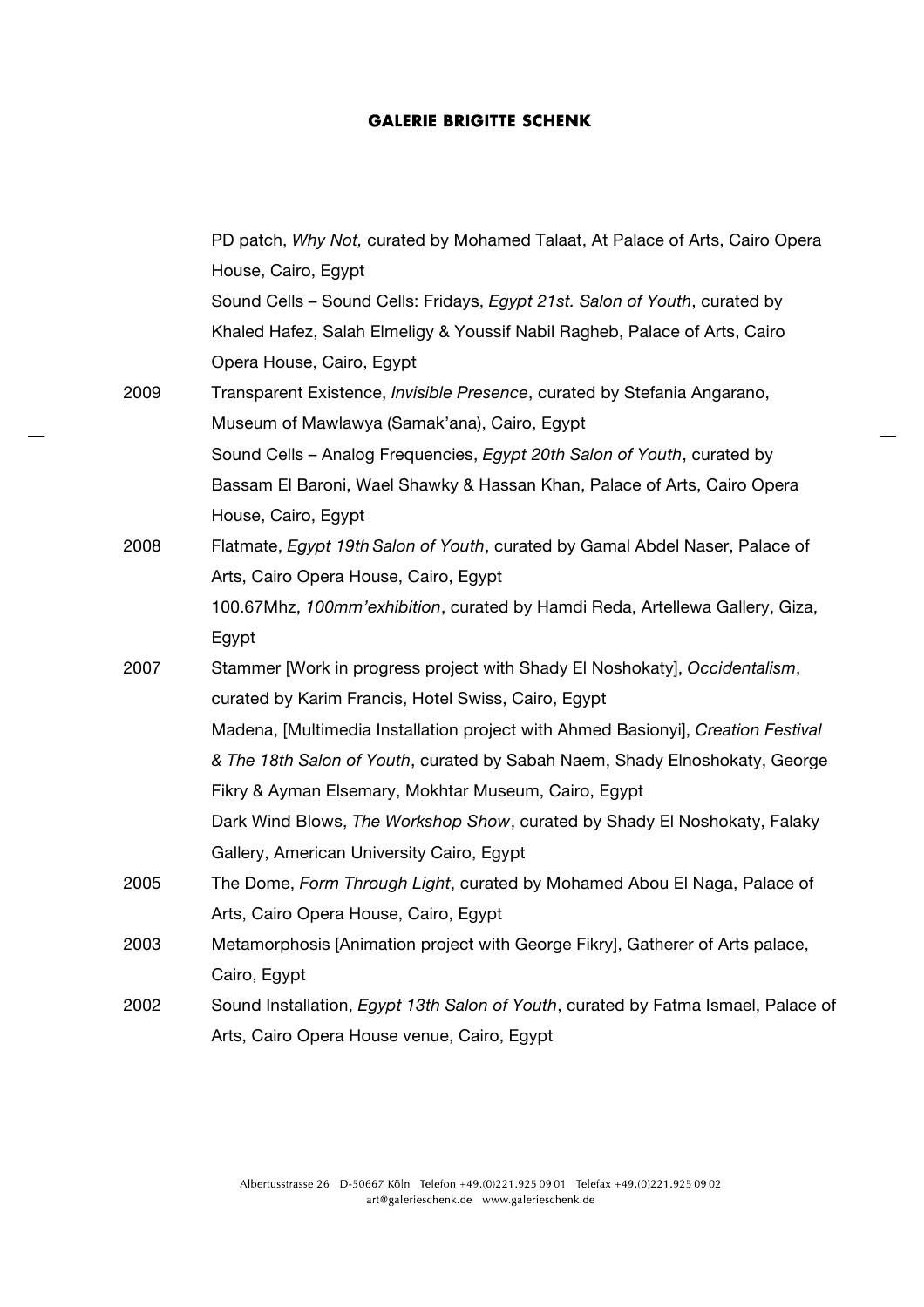PD patch, *Why Not,* curated by Mohamed Talaat, At Palace of Arts, Cairo Opera House, Cairo, Egypt

Sound Cells – Sound Cells: Fridays, *Egypt 21st. Salon of Youth*, curated by Khaled Hafez, Salah Elmeligy & Youssif Nabil Ragheb, Palace of Arts, Cairo Opera House, Cairo, Egypt

2009 Transparent Existence, *Invisible Presence*, curated by Stefania Angarano, Museum of Mawlawya (Samak'ana), Cairo, Egypt

Sound Cells – Analog Frequencies, *Egypt 20th Salon of Youth*, curated by Bassam El Baroni, Wael Shawky & Hassan Khan, Palace of Arts, Cairo Opera House, Cairo, Egypt

2008 Flatmate, *Egypt 19th Salon of Youth*, curated by Gamal Abdel Naser, Palace of Arts, Cairo Opera House, Cairo, Egypt

100.67Mhz, *100mm'exhibition*, curated by Hamdi Reda, Artellewa Gallery, Giza, Egypt

2007 Stammer [Work in progress project with Shady El Noshokaty], *Occidentalism*, curated by Karim Francis, Hotel Swiss, Cairo, Egypt

Madena, [Multimedia Installation project with Ahmed Basionyi], *Creation Festival & The 18th Salon of Youth*, curated by Sabah Naem, Shady Elnoshokaty, George Fikry & Ayman Elsemary, Mokhtar Museum, Cairo, Egypt

Dark Wind Blows, *The Workshop Show*, curated by Shady El Noshokaty, Falaky Gallery, American University Cairo, Egypt

2005 The Dome, *Form Through Light*, curated by Mohamed Abou El Naga, Palace of Arts, Cairo Opera House, Cairo, Egypt

2003 Metamorphosis [Animation project with George Fikry], Gatherer of Arts palace, Cairo, Egypt

2002 Sound Installation, *Egypt 13th Salon of Youth*, curated by Fatma Ismael, Palace of Arts, Cairo Opera House venue, Cairo, Egypt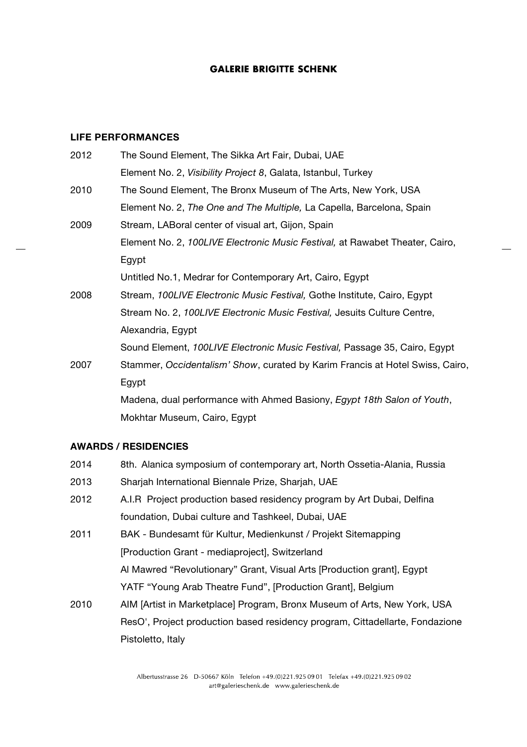## LIFE PERFORMANCES

| | |
|---|---|
| 2012 | The Sound Element, The Sikka Art Fair, Dubai, UAE |
| | Element No. 2, *Visibility Project 8*, Galata, Istanbul, Turkey |
| 2010 | The Sound Element, The Bronx Museum of The Arts, New York, USA |
| | Element No. 2, *The One and The Multiple,* La Capella, Barcelona, Spain |
| 2009 | Stream, LABoral center of visual art, Gijon, Spain |
| | Element No. 2, *100LIVE Electronic Music Festival,* at Rawabet Theater, Cairo, Egypt |
| | Untitled No.1, Medrar for Contemporary Art, Cairo, Egypt |
| 2008 | Stream, *100LIVE Electronic Music Festival,* Gothe Institute, Cairo, Egypt |
| | Stream No. 2, *100LIVE Electronic Music Festival,* Jesuits Culture Centre, Alexandria, Egypt |
| | Sound Element, *100LIVE Electronic Music Festival,* Passage 35, Cairo, Egypt |
| 2007 | Stammer, *Occidentalism' Show*, curated by Karim Francis at Hotel Swiss, Cairo, Egypt |
| | Madena, dual performance with Ahmed Basiony, *Egypt 18th Salon of Youth*, Mokhtar Museum, Cairo, Egypt |

## AWARDS / RESIDENCIES

| | |
|---|---|
| 2014 | 8th. Alanica symposium of contemporary art, North Ossetia-Alania, Russia |
| 2013 | Sharjah International Biennale Prize, Sharjah, UAE |
| 2012 | A.I.R Project production based residency program by Art Dubai, Delfina foundation, Dubai culture and Tashkeel, Dubai, UAE |
| 2011 | BAK - Bundesamt für Kultur, Medienkunst / Projekt Sitemapping [Production Grant - mediaproject], Switzerland |
| | Al Mawred "Revolutionary" Grant, Visual Arts [Production grant], Egypt |
| | YATF "Young Arab Theatre Fund", [Production Grant], Belgium |
| 2010 | AIM [Artist in Marketplace] Program, Bronx Museum of Arts, New York, USA |
| | ResO', Project production based residency program, Cittadellarte, Fondazione Pistoletto, Italy |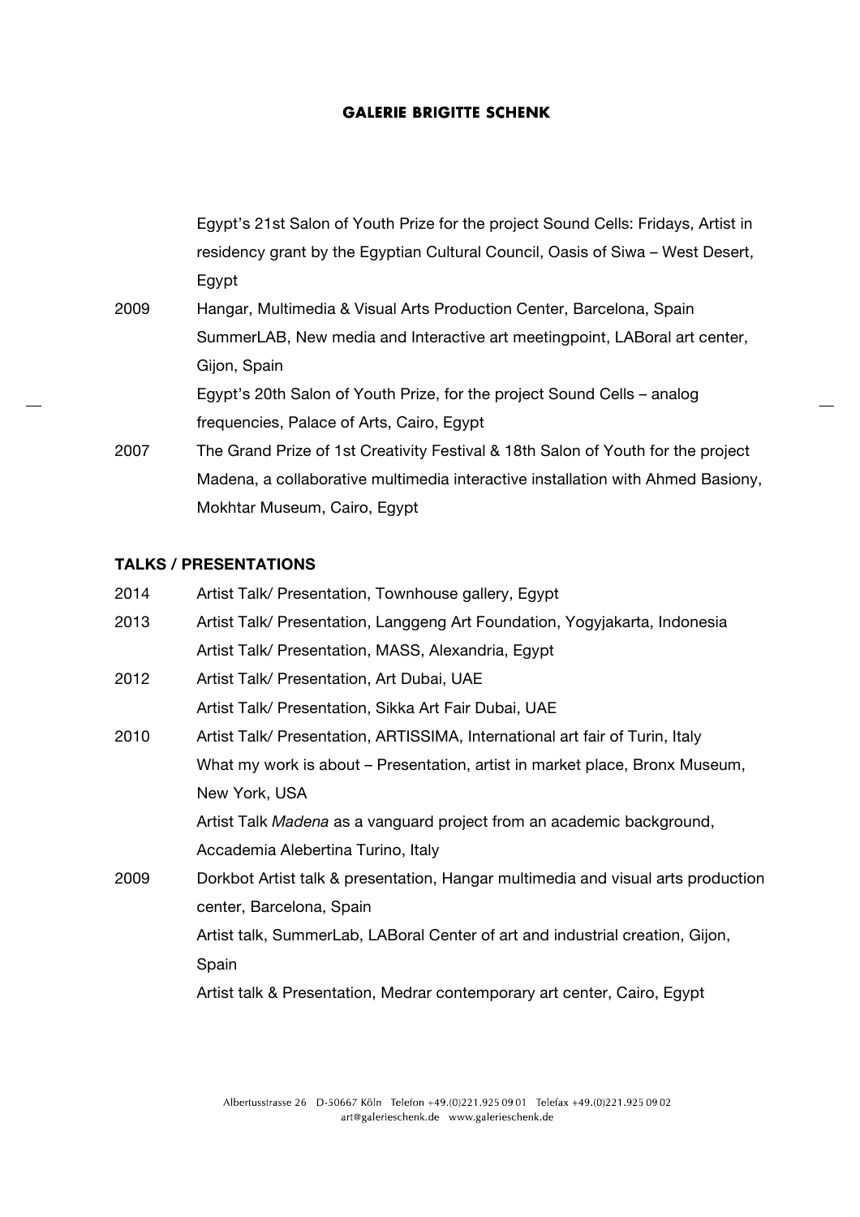Egypt's 21st Salon of Youth Prize for the project Sound Cells: Fridays, Artist in residency grant by the Egyptian Cultural Council, Oasis of Siwa – West Desert, Egypt

2009 Hangar, Multimedia & Visual Arts Production Center, Barcelona, Spain
SummerLAB, New media and Interactive art meetingpoint, LABoral art center, Gijon, Spain
Egypt's 20th Salon of Youth Prize, for the project Sound Cells – analog frequencies, Palace of Arts, Cairo, Egypt

2007 The Grand Prize of 1st Creativity Festival & 18th Salon of Youth for the project Madena, a collaborative multimedia interactive installation with Ahmed Basiony, Mokhtar Museum, Cairo, Egypt

**TALKS / PRESENTATIONS**

2014 Artist Talk/ Presentation, Townhouse gallery, Egypt

2013 Artist Talk/ Presentation, Langgeng Art Foundation, Yogyjakarta, Indonesia
Artist Talk/ Presentation, MASS, Alexandria, Egypt

2012 Artist Talk/ Presentation, Art Dubai, UAE
Artist Talk/ Presentation, Sikka Art Fair Dubai, UAE

2010 Artist Talk/ Presentation, ARTISSIMA, International art fair of Turin, Italy
What my work is about – Presentation, artist in market place, Bronx Museum, New York, USA
Artist Talk *Madena* as a vanguard project from an academic background, Accademia Alebertina Turino, Italy

2009 Dorkbot Artist talk & presentation, Hangar multimedia and visual arts production center, Barcelona, Spain
Artist talk, SummerLab, LABoral Center of art and industrial creation, Gijon, Spain
Artist talk & Presentation, Medrar contemporary art center, Cairo, Egypt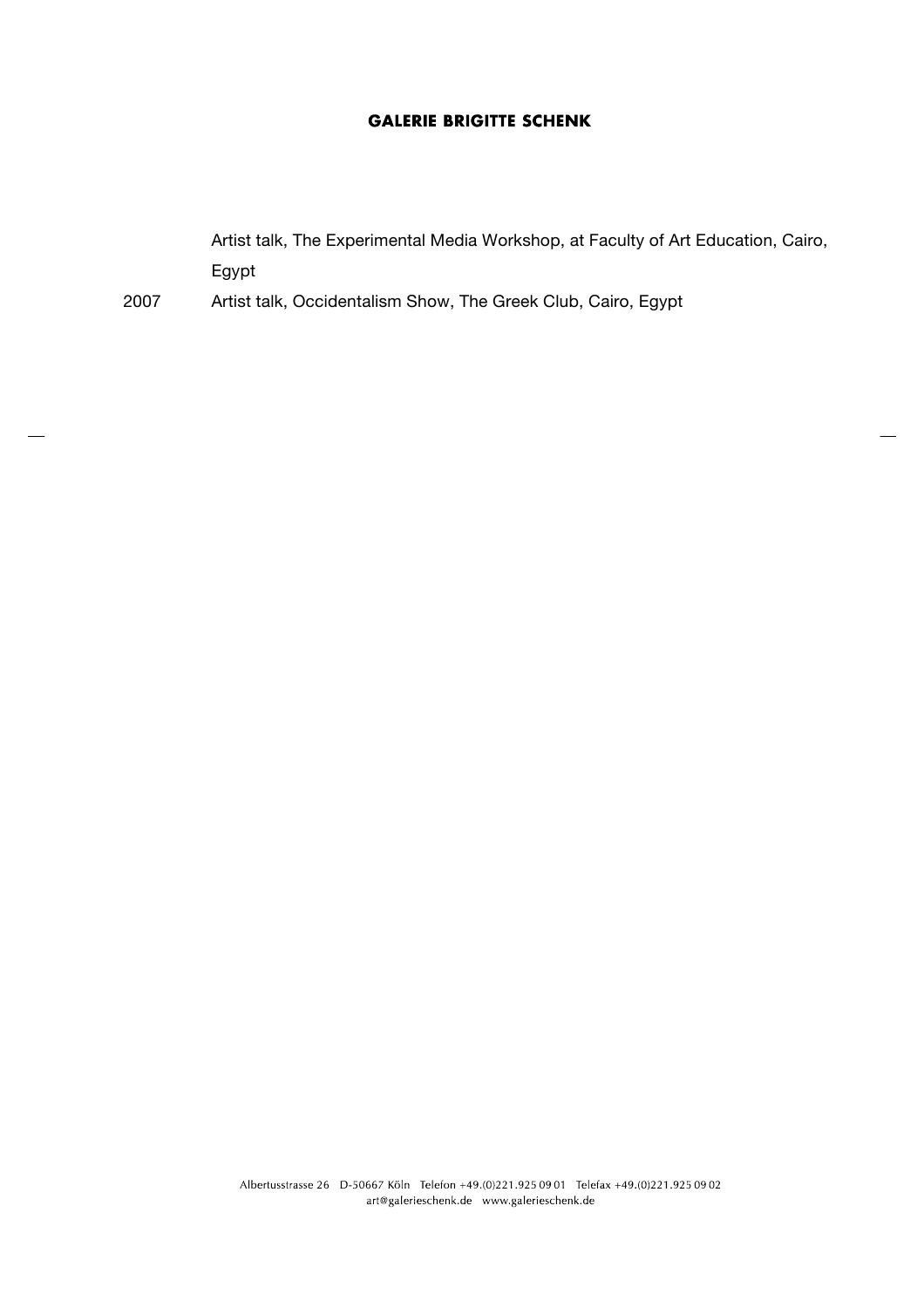Artist talk, The Experimental Media Workshop, at Faculty of Art Education, Cairo, Egypt

2007 Artist talk, Occidentalism Show, The Greek Club, Cairo, Egypt